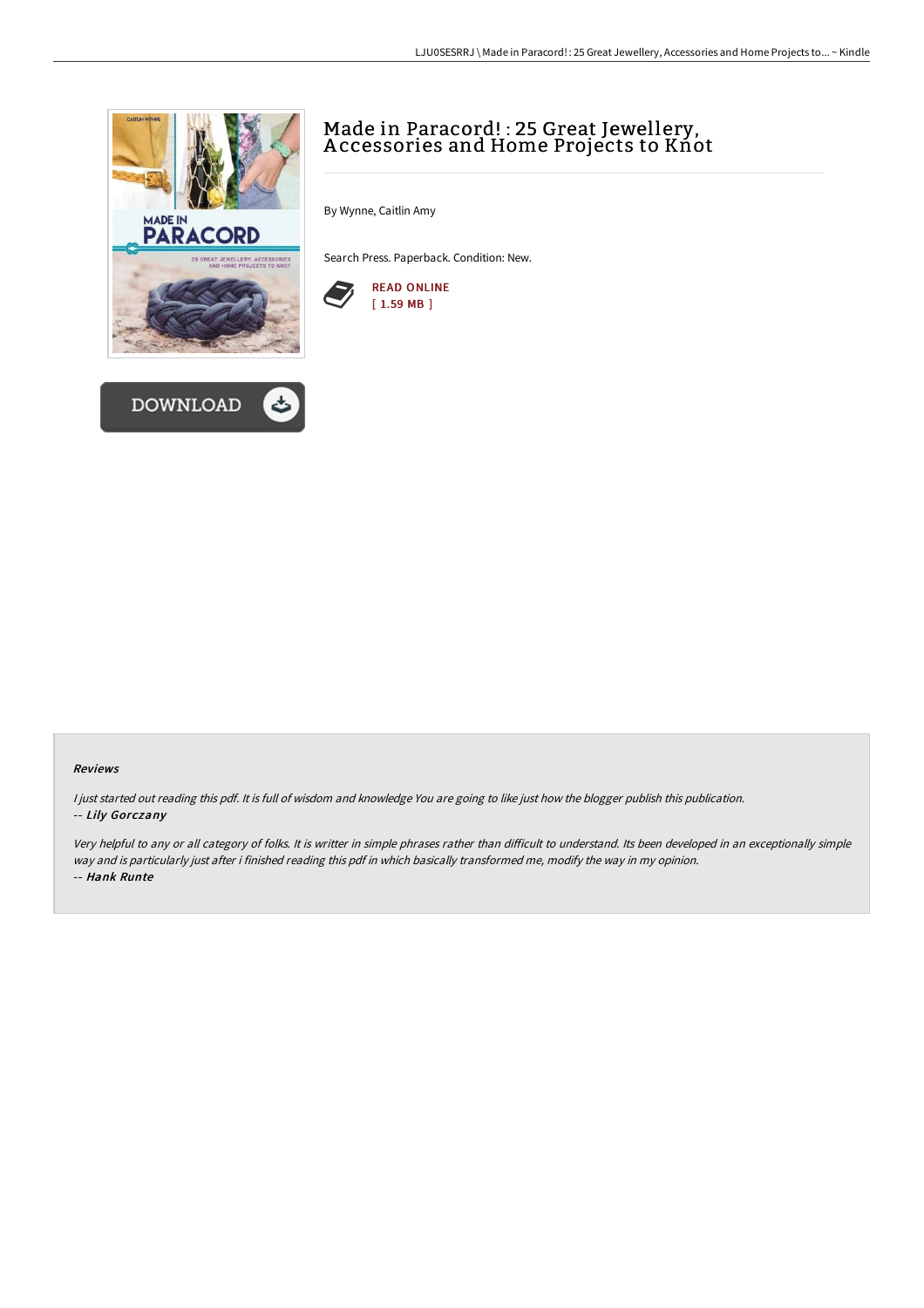# Made in Paracord! : 25 Great Jewellery, Accessories and Home Projects to Knot

By Wynne, Caitlin Amy

Search Press. Paperback. Condition: New.

READ ONLINE
[ 1.59 MB ]

DOWNLOAD

### Reviews

*I just started out reading this pdf. It is full of wisdom and knowledge You are going to like just how the blogger publish this publication.*
*-- Lily Gorczany*

*Very helpful to any or all category of folks. It is writter in simple phrases rather than difficult to understand. Its been developed in an exceptionally simple way and is particularly just after i finished reading this pdf in which basically transformed me, modify the way in my opinion.*
*-- Hank Runte*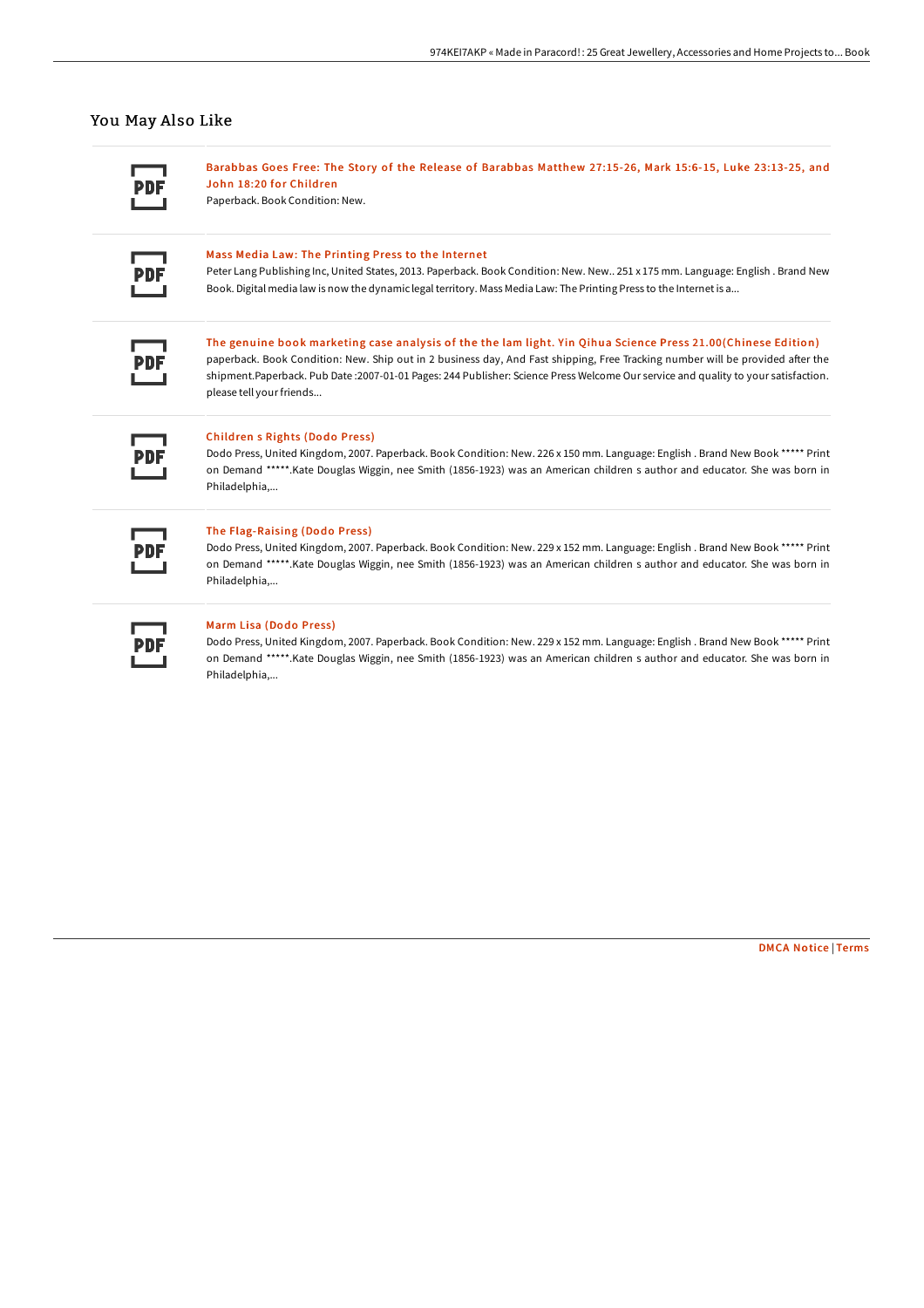## You May Also Like

**Barabbas Goes Free: The Story of the Release of Barabbas Matthew 27:15-26, Mark 15:6-15, Luke 23:13-25, and John 18:20 for Children**

Paperback. Book Condition: New.

**Mass Media Law: The Printing Press to the Internet**

Peter Lang Publishing Inc, United States, 2013. Paperback. Book Condition: New. New.. 251 x 175 mm. Language: English . Brand New Book. Digital media law is now the dynamic legal territory. Mass Media Law: The Printing Press to the Internet is a...

**The genuine book marketing case analysis of the the lam light. Yin Qihua Science Press 21.00(Chinese Edition)**

paperback. Book Condition: New. Ship out in 2 business day, And Fast shipping, Free Tracking number will be provided after the shipment.Paperback. Pub Date :2007-01-01 Pages: 244 Publisher: Science Press Welcome Our service and quality to your satisfaction. please tell your friends...

**Children s Rights (Dodo Press)**

Dodo Press, United Kingdom, 2007. Paperback. Book Condition: New. 226 x 150 mm. Language: English . Brand New Book ***** Print on Demand *****.Kate Douglas Wiggin, nee Smith (1856-1923) was an American children s author and educator. She was born in Philadelphia,...

**The Flag-Raising (Dodo Press)**

Dodo Press, United Kingdom, 2007. Paperback. Book Condition: New. 229 x 152 mm. Language: English . Brand New Book ***** Print on Demand *****.Kate Douglas Wiggin, nee Smith (1856-1923) was an American children s author and educator. She was born in Philadelphia,...

**Marm Lisa (Dodo Press)**

Dodo Press, United Kingdom, 2007. Paperback. Book Condition: New. 229 x 152 mm. Language: English . Brand New Book ***** Print on Demand *****.Kate Douglas Wiggin, nee Smith (1856-1923) was an American children s author and educator. She was born in Philadelphia,...

DMCA Notice | Terms